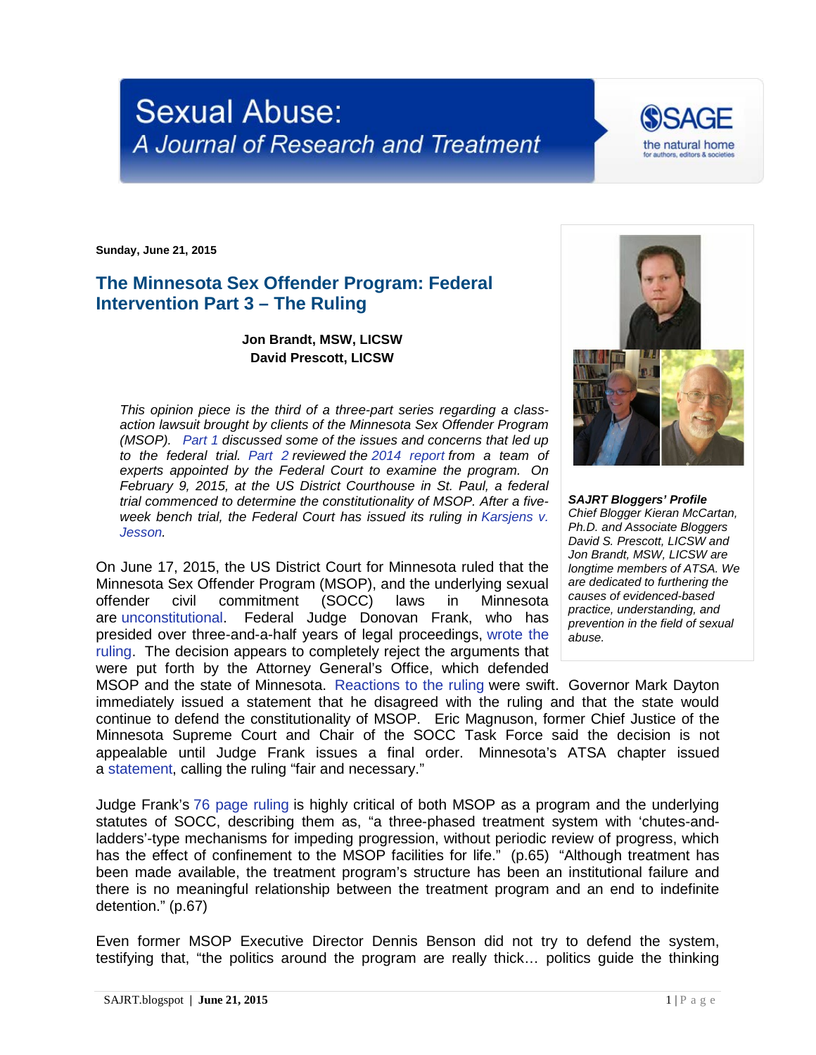# Sexual Abuse: A Journal of Research and Treatment

**Sunday, June 21, 2015**

## The Minnesota Sex Offender Program: Federal Intervention Part 3 – The Ruling

**Jon Brandt, MSW, LICSW**
**David Prescott, LICSW**

*This opinion piece is the third of a three-part series regarding a class-action lawsuit brought by clients of the Minnesota Sex Offender Program (MSOP). Part 1 discussed some of the issues and concerns that led up to the federal trial. Part 2 reviewed the 2014 report from a team of experts appointed by the Federal Court to examine the program. On February 9, 2015, at the US District Courthouse in St. Paul, a federal trial commenced to determine the constitutionality of MSOP. After a five-week bench trial, the Federal Court has issued its ruling in Karsjens v. Jesson.*

On June 17, 2015, the US District Court for Minnesota ruled that the Minnesota Sex Offender Program (MSOP), and the underlying sexual offender civil commitment (SOCC) laws in Minnesota are unconstitutional. Federal Judge Donovan Frank, who has presided over three-and-a-half years of legal proceedings, wrote the ruling. The decision appears to completely reject the arguments that were put forth by the Attorney General's Office, which defended MSOP and the state of Minnesota. Reactions to the ruling were swift. Governor Mark Dayton immediately issued a statement that he disagreed with the ruling and that the state would continue to defend the constitutionality of MSOP. Eric Magnuson, former Chief Justice of the Minnesota Supreme Court and Chair of the SOCC Task Force said the decision is not appealable until Judge Frank issues a final order. Minnesota's ATSA chapter issued a statement, calling the ruling "fair and necessary."

Judge Frank's 76 page ruling is highly critical of both MSOP as a program and the underlying statutes of SOCC, describing them as, "a three-phased treatment system with 'chutes-and-ladders'-type mechanisms for impeding progression, without periodic review of progress, which has the effect of confinement to the MSOP facilities for life." (p.65) "Although treatment has been made available, the treatment program's structure has been an institutional failure and there is no meaningful relationship between the treatment program and an end to indefinite detention." (p.67)

Even former MSOP Executive Director Dennis Benson did not try to defend the system, testifying that, "the politics around the program are really thick… politics guide the thinking

***SAJRT Bloggers' Profile***
*Chief Blogger Kieran McCartan, Ph.D. and Associate Bloggers David S. Prescott, LICSW and Jon Brandt, MSW, LICSW are longtime members of ATSA. We are dedicated to furthering the causes of evidenced-based practice, understanding, and prevention in the field of sexual abuse.*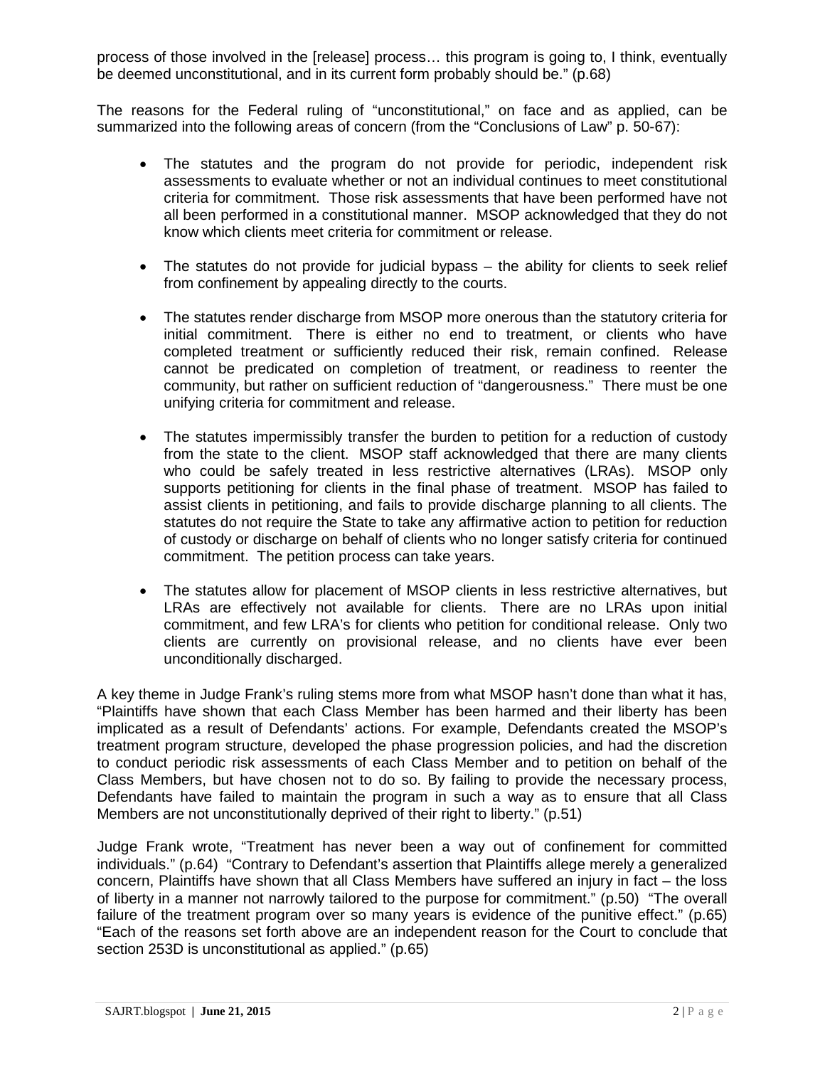process of those involved in the [release] process… this program is going to, I think, eventually be deemed unconstitutional, and in its current form probably should be." (p.68)

The reasons for the Federal ruling of "unconstitutional," on face and as applied, can be summarized into the following areas of concern (from the "Conclusions of Law" p. 50-67):

- The statutes and the program do not provide for periodic, independent risk assessments to evaluate whether or not an individual continues to meet constitutional criteria for commitment. Those risk assessments that have been performed have not all been performed in a constitutional manner. MSOP acknowledged that they do not know which clients meet criteria for commitment or release.

- The statutes do not provide for judicial bypass – the ability for clients to seek relief from confinement by appealing directly to the courts.

- The statutes render discharge from MSOP more onerous than the statutory criteria for initial commitment. There is either no end to treatment, or clients who have completed treatment or sufficiently reduced their risk, remain confined. Release cannot be predicated on completion of treatment, or readiness to reenter the community, but rather on sufficient reduction of "dangerousness." There must be one unifying criteria for commitment and release.

- The statutes impermissibly transfer the burden to petition for a reduction of custody from the state to the client. MSOP staff acknowledged that there are many clients who could be safely treated in less restrictive alternatives (LRAs). MSOP only supports petitioning for clients in the final phase of treatment. MSOP has failed to assist clients in petitioning, and fails to provide discharge planning to all clients. The statutes do not require the State to take any affirmative action to petition for reduction of custody or discharge on behalf of clients who no longer satisfy criteria for continued commitment. The petition process can take years.

- The statutes allow for placement of MSOP clients in less restrictive alternatives, but LRAs are effectively not available for clients. There are no LRAs upon initial commitment, and few LRA's for clients who petition for conditional release. Only two clients are currently on provisional release, and no clients have ever been unconditionally discharged.

A key theme in Judge Frank's ruling stems more from what MSOP hasn't done than what it has, "Plaintiffs have shown that each Class Member has been harmed and their liberty has been implicated as a result of Defendants' actions. For example, Defendants created the MSOP's treatment program structure, developed the phase progression policies, and had the discretion to conduct periodic risk assessments of each Class Member and to petition on behalf of the Class Members, but have chosen not to do so. By failing to provide the necessary process, Defendants have failed to maintain the program in such a way as to ensure that all Class Members are not unconstitutionally deprived of their right to liberty." (p.51)

Judge Frank wrote, "Treatment has never been a way out of confinement for committed individuals." (p.64) "Contrary to Defendant's assertion that Plaintiffs allege merely a generalized concern, Plaintiffs have shown that all Class Members have suffered an injury in fact – the loss of liberty in a manner not narrowly tailored to the purpose for commitment." (p.50) "The overall failure of the treatment program over so many years is evidence of the punitive effect." (p.65) "Each of the reasons set forth above are an independent reason for the Court to conclude that section 253D is unconstitutional as applied." (p.65)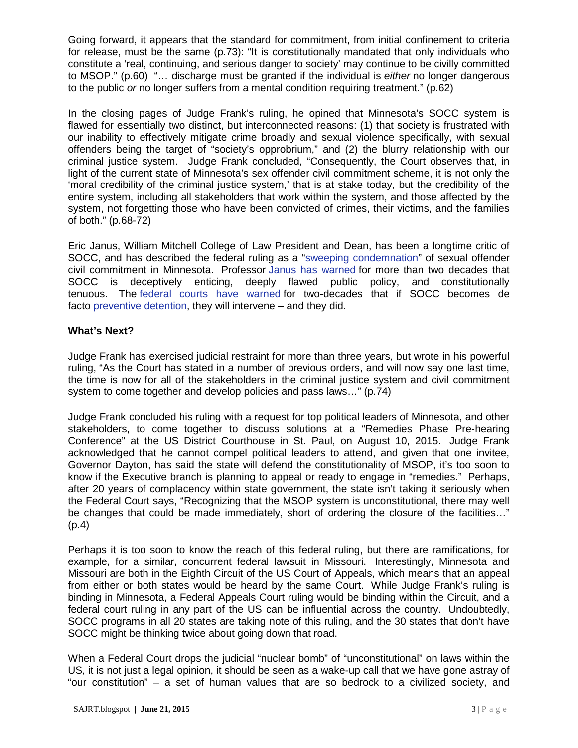Going forward, it appears that the standard for commitment, from initial confinement to criteria for release, must be the same (p.73): "It is constitutionally mandated that only individuals who constitute a 'real, continuing, and serious danger to society' may continue to be civilly committed to MSOP." (p.60) "… discharge must be granted if the individual is *either* no longer dangerous to the public *or* no longer suffers from a mental condition requiring treatment." (p.62)

In the closing pages of Judge Frank's ruling, he opined that Minnesota's SOCC system is flawed for essentially two distinct, but interconnected reasons: (1) that society is frustrated with our inability to effectively mitigate crime broadly and sexual violence specifically, with sexual offenders being the target of "society's opprobrium," and (2) the blurry relationship with our criminal justice system. Judge Frank concluded, "Consequently, the Court observes that, in light of the current state of Minnesota's sex offender civil commitment scheme, it is not only the 'moral credibility of the criminal justice system,' that is at stake today, but the credibility of the entire system, including all stakeholders that work within the system, and those affected by the system, not forgetting those who have been convicted of crimes, their victims, and the families of both." (p.68-72)

Eric Janus, William Mitchell College of Law President and Dean, has been a longtime critic of SOCC, and has described the federal ruling as a "sweeping condemnation" of sexual offender civil commitment in Minnesota. Professor Janus has warned for more than two decades that SOCC is deceptively enticing, deeply flawed public policy, and constitutionally tenuous. The federal courts have warned for two-decades that if SOCC becomes de facto preventive detention, they will intervene – and they did.

**What's Next?**

Judge Frank has exercised judicial restraint for more than three years, but wrote in his powerful ruling, "As the Court has stated in a number of previous orders, and will now say one last time, the time is now for all of the stakeholders in the criminal justice system and civil commitment system to come together and develop policies and pass laws…" (p.74)

Judge Frank concluded his ruling with a request for top political leaders of Minnesota, and other stakeholders, to come together to discuss solutions at a "Remedies Phase Pre-hearing Conference" at the US District Courthouse in St. Paul, on August 10, 2015. Judge Frank acknowledged that he cannot compel political leaders to attend, and given that one invitee, Governor Dayton, has said the state will defend the constitutionality of MSOP, it's too soon to know if the Executive branch is planning to appeal or ready to engage in "remedies." Perhaps, after 20 years of complacency within state government, the state isn't taking it seriously when the Federal Court says, "Recognizing that the MSOP system is unconstitutional, there may well be changes that could be made immediately, short of ordering the closure of the facilities…" (p.4)

Perhaps it is too soon to know the reach of this federal ruling, but there are ramifications, for example, for a similar, concurrent federal lawsuit in Missouri. Interestingly, Minnesota and Missouri are both in the Eighth Circuit of the US Court of Appeals, which means that an appeal from either or both states would be heard by the same Court. While Judge Frank's ruling is binding in Minnesota, a Federal Appeals Court ruling would be binding within the Circuit, and a federal court ruling in any part of the US can be influential across the country. Undoubtedly, SOCC programs in all 20 states are taking note of this ruling, and the 30 states that don't have SOCC might be thinking twice about going down that road.

When a Federal Court drops the judicial "nuclear bomb" of "unconstitutional" on laws within the US, it is not just a legal opinion, it should be seen as a wake-up call that we have gone astray of "our constitution" – a set of human values that are so bedrock to a civilized society, and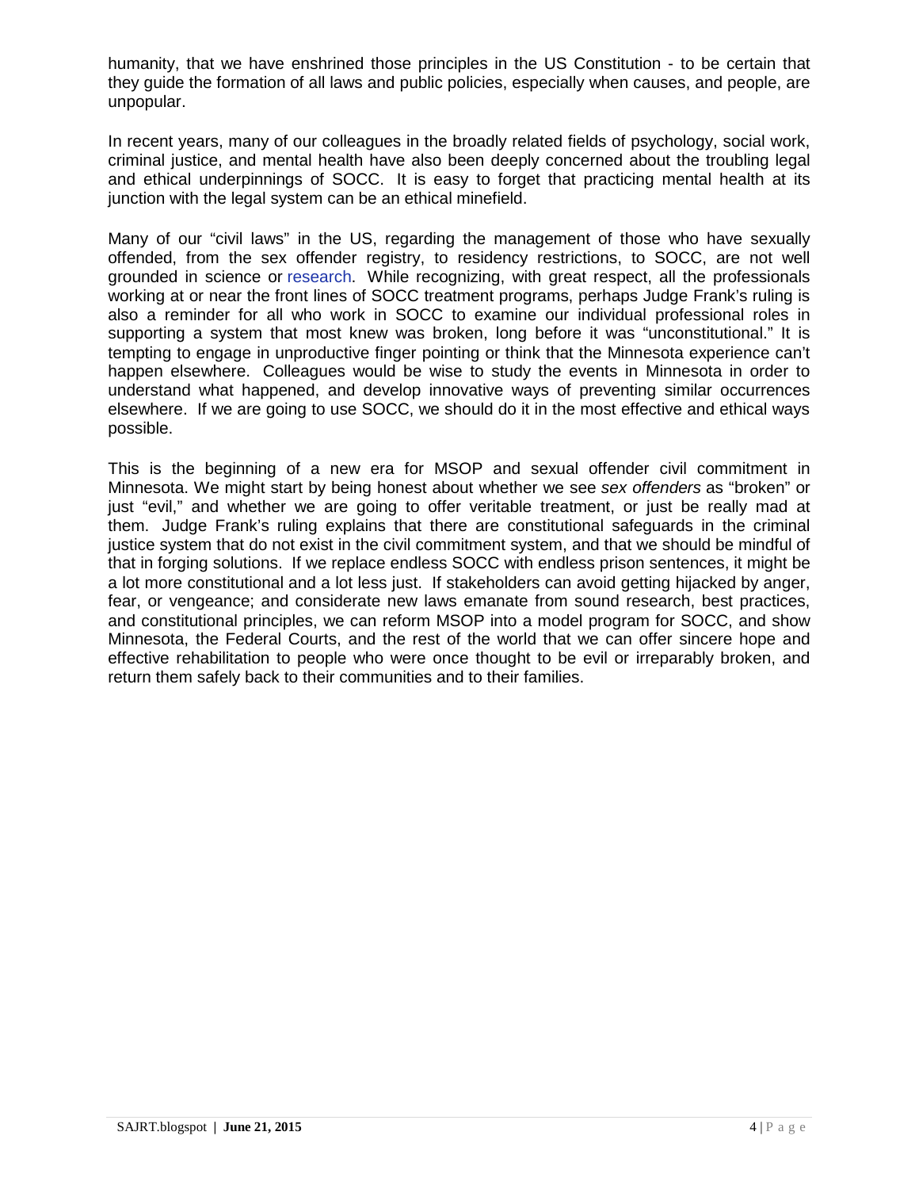humanity, that we have enshrined those principles in the US Constitution - to be certain that they guide the formation of all laws and public policies, especially when causes, and people, are unpopular.

In recent years, many of our colleagues in the broadly related fields of psychology, social work, criminal justice, and mental health have also been deeply concerned about the troubling legal and ethical underpinnings of SOCC. It is easy to forget that practicing mental health at its junction with the legal system can be an ethical minefield.

Many of our "civil laws" in the US, regarding the management of those who have sexually offended, from the sex offender registry, to residency restrictions, to SOCC, are not well grounded in science or research. While recognizing, with great respect, all the professionals working at or near the front lines of SOCC treatment programs, perhaps Judge Frank's ruling is also a reminder for all who work in SOCC to examine our individual professional roles in supporting a system that most knew was broken, long before it was "unconstitutional." It is tempting to engage in unproductive finger pointing or think that the Minnesota experience can't happen elsewhere. Colleagues would be wise to study the events in Minnesota in order to understand what happened, and develop innovative ways of preventing similar occurrences elsewhere. If we are going to use SOCC, we should do it in the most effective and ethical ways possible.

This is the beginning of a new era for MSOP and sexual offender civil commitment in Minnesota. We might start by being honest about whether we see *sex offenders* as "broken" or just "evil," and whether we are going to offer veritable treatment, or just be really mad at them. Judge Frank's ruling explains that there are constitutional safeguards in the criminal justice system that do not exist in the civil commitment system, and that we should be mindful of that in forging solutions. If we replace endless SOCC with endless prison sentences, it might be a lot more constitutional and a lot less just. If stakeholders can avoid getting hijacked by anger, fear, or vengeance; and considerate new laws emanate from sound research, best practices, and constitutional principles, we can reform MSOP into a model program for SOCC, and show Minnesota, the Federal Courts, and the rest of the world that we can offer sincere hope and effective rehabilitation to people who were once thought to be evil or irreparably broken, and return them safely back to their communities and to their families.